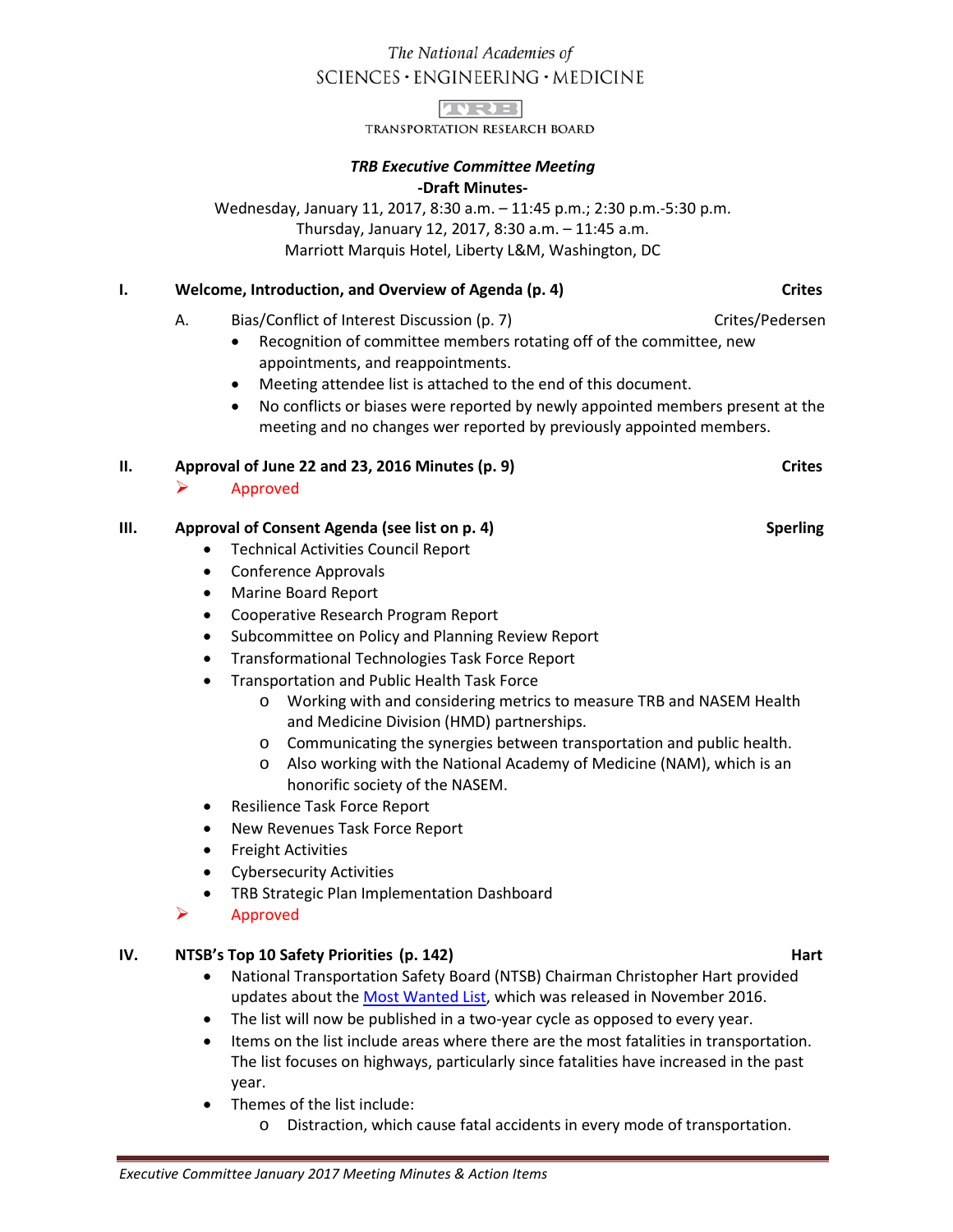The National Academies of
SCIENCES · ENGINEERING · MEDICINE

TRB
TRANSPORTATION RESEARCH BOARD

***TRB Executive Committee Meeting***

**-Draft Minutes-**

Wednesday, January 11, 2017, 8:30 a.m. – 11:45 p.m.; 2:30 p.m.-5:30 p.m.
Thursday, January 12, 2017, 8:30 a.m. – 11:45 a.m.
Marriott Marquis Hotel, Liberty L&M, Washington, DC

## I. Welcome, Introduction, and Overview of Agenda (p. 4) — Crites

A. Bias/Conflict of Interest Discussion (p. 7) — Crites/Pedersen

- Recognition of committee members rotating off of the committee, new appointments, and reappointments.
- Meeting attendee list is attached to the end of this document.
- No conflicts or biases were reported by newly appointed members present at the meeting and no changes wer reported by previously appointed members.

## II. Approval of June 22 and 23, 2016 Minutes (p. 9) — Crites

➢ Approved

## III. Approval of Consent Agenda (see list on p. 4) — Sperling

- Technical Activities Council Report
- Conference Approvals
- Marine Board Report
- Cooperative Research Program Report
- Subcommittee on Policy and Planning Review Report
- Transformational Technologies Task Force Report
- Transportation and Public Health Task Force
  - Working with and considering metrics to measure TRB and NASEM Health and Medicine Division (HMD) partnerships.
  - Communicating the synergies between transportation and public health.
  - Also working with the National Academy of Medicine (NAM), which is an honorific society of the NASEM.
- Resilience Task Force Report
- New Revenues Task Force Report
- Freight Activities
- Cybersecurity Activities
- TRB Strategic Plan Implementation Dashboard

➢ Approved

## IV. NTSB's Top 10 Safety Priorities (p. 142) — Hart

- National Transportation Safety Board (NTSB) Chairman Christopher Hart provided updates about the Most Wanted List, which was released in November 2016.
- The list will now be published in a two-year cycle as opposed to every year.
- Items on the list include areas where there are the most fatalities in transportation. The list focuses on highways, particularly since fatalities have increased in the past year.
- Themes of the list include:
  - Distraction, which cause fatal accidents in every mode of transportation.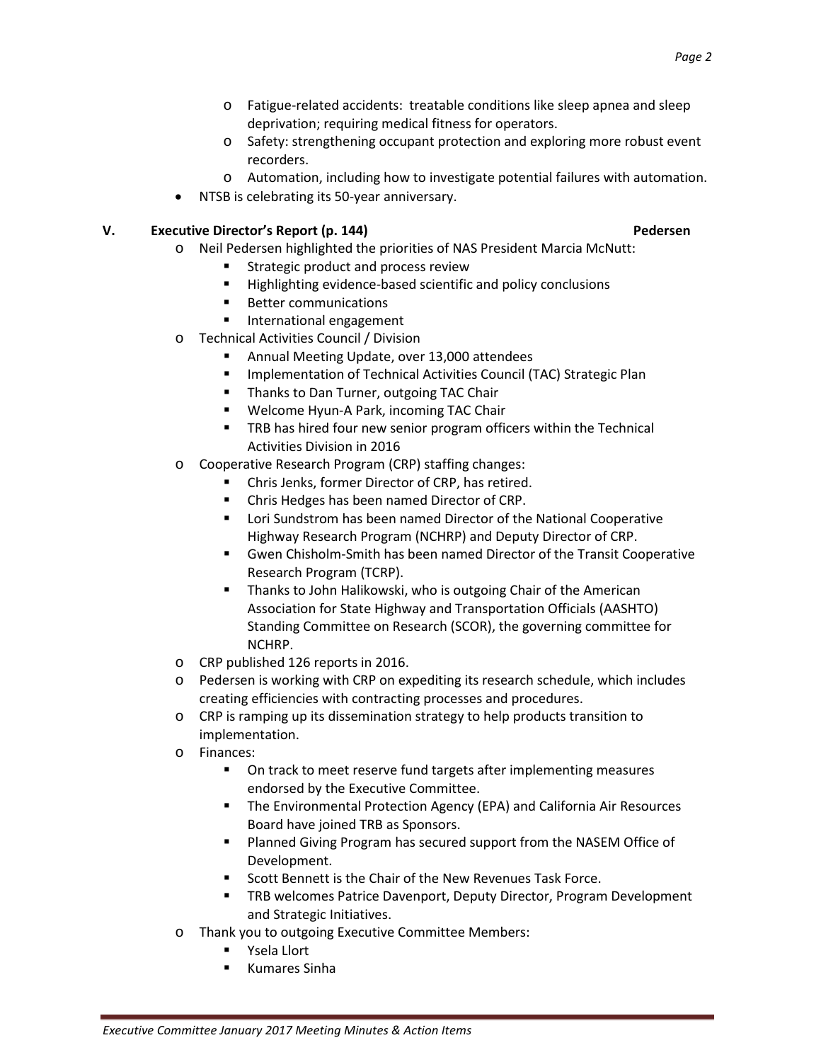- Fatigue-related accidents: treatable conditions like sleep apnea and sleep deprivation; requiring medical fitness for operators.
  - Safety: strengthening occupant protection and exploring more robust event recorders.
  - Automation, including how to investigate potential failures with automation.
- NTSB is celebrating its 50-year anniversary.

## V. Executive Director's Report (p. 144) — Pedersen

- Neil Pedersen highlighted the priorities of NAS President Marcia McNutt:
  - Strategic product and process review
  - Highlighting evidence-based scientific and policy conclusions
  - Better communications
  - International engagement
- Technical Activities Council / Division
  - Annual Meeting Update, over 13,000 attendees
  - Implementation of Technical Activities Council (TAC) Strategic Plan
  - Thanks to Dan Turner, outgoing TAC Chair
  - Welcome Hyun-A Park, incoming TAC Chair
  - TRB has hired four new senior program officers within the Technical Activities Division in 2016
- Cooperative Research Program (CRP) staffing changes:
  - Chris Jenks, former Director of CRP, has retired.
  - Chris Hedges has been named Director of CRP.
  - Lori Sundstrom has been named Director of the National Cooperative Highway Research Program (NCHRP) and Deputy Director of CRP.
  - Gwen Chisholm-Smith has been named Director of the Transit Cooperative Research Program (TCRP).
  - Thanks to John Halikowski, who is outgoing Chair of the American Association for State Highway and Transportation Officials (AASHTO) Standing Committee on Research (SCOR), the governing committee for NCHRP.
- CRP published 126 reports in 2016.
- Pedersen is working with CRP on expediting its research schedule, which includes creating efficiencies with contracting processes and procedures.
- CRP is ramping up its dissemination strategy to help products transition to implementation.
- Finances:
  - On track to meet reserve fund targets after implementing measures endorsed by the Executive Committee.
  - The Environmental Protection Agency (EPA) and California Air Resources Board have joined TRB as Sponsors.
  - Planned Giving Program has secured support from the NASEM Office of Development.
  - Scott Bennett is the Chair of the New Revenues Task Force.
  - TRB welcomes Patrice Davenport, Deputy Director, Program Development and Strategic Initiatives.
- Thank you to outgoing Executive Committee Members:
  - Ysela Llort
  - Kumares Sinha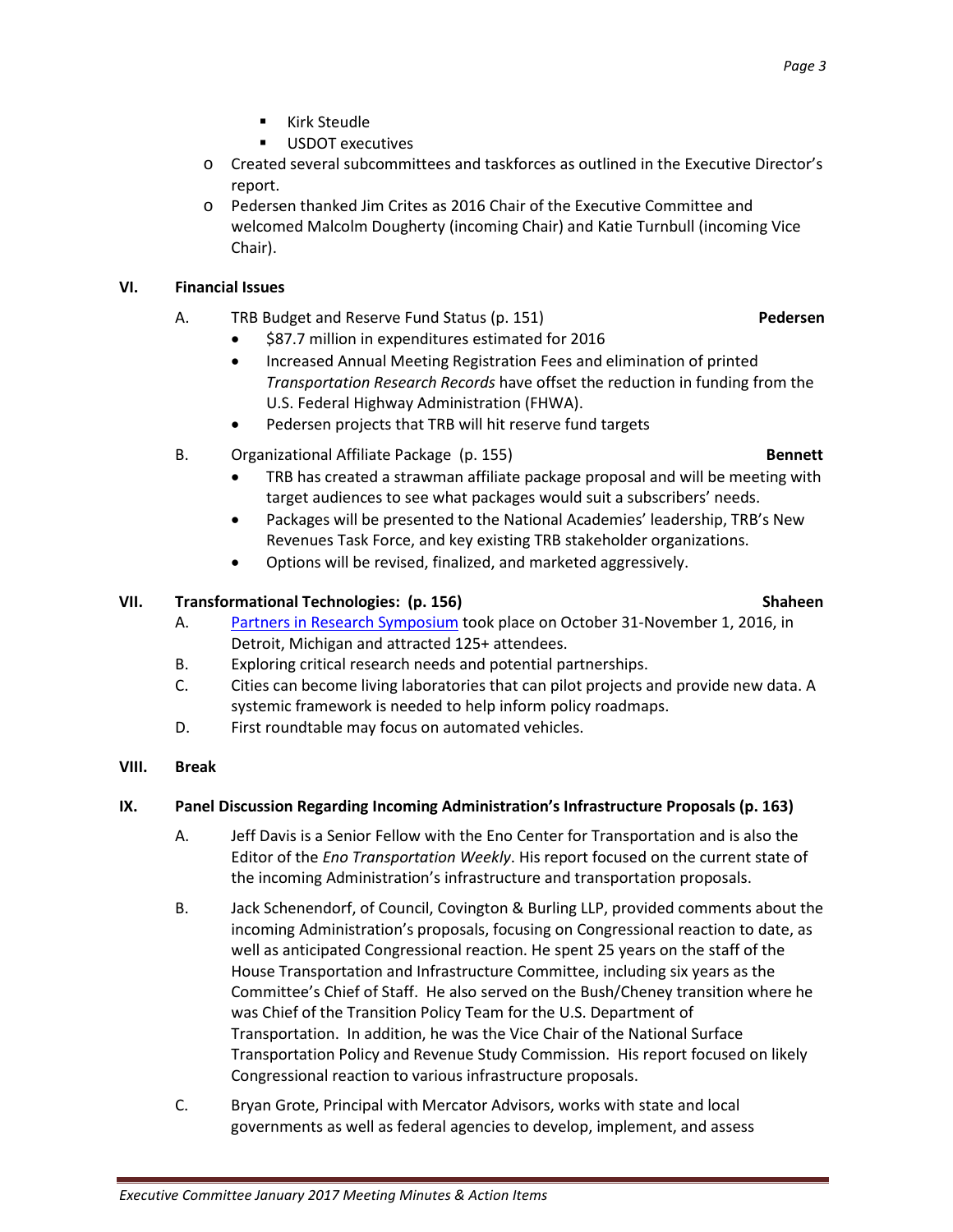- Kirk Steudle
        - USDOT executives
    - Created several subcommittees and taskforces as outlined in the Executive Director's report.
    - Pedersen thanked Jim Crites as 2016 Chair of the Executive Committee and welcomed Malcolm Dougherty (incoming Chair) and Katie Turnbull (incoming Vice Chair).

## VI. Financial Issues

A. TRB Budget and Reserve Fund Status (p. 151) **Pedersen**

- $87.7 million in expenditures estimated for 2016
- Increased Annual Meeting Registration Fees and elimination of printed *Transportation Research Records* have offset the reduction in funding from the U.S. Federal Highway Administration (FHWA).
- Pedersen projects that TRB will hit reserve fund targets

B. Organizational Affiliate Package (p. 155) **Bennett**

- TRB has created a strawman affiliate package proposal and will be meeting with target audiences to see what packages would suit a subscribers' needs.
- Packages will be presented to the National Academies' leadership, TRB's New Revenues Task Force, and key existing TRB stakeholder organizations.
- Options will be revised, finalized, and marketed aggressively.

## VII. Transformational Technologies: (p. 156) **Shaheen**

A. Partners in Research Symposium took place on October 31-November 1, 2016, in Detroit, Michigan and attracted 125+ attendees.

B. Exploring critical research needs and potential partnerships.

C. Cities can become living laboratories that can pilot projects and provide new data. A systemic framework is needed to help inform policy roadmaps.

D. First roundtable may focus on automated vehicles.

## VIII. Break

## IX. Panel Discussion Regarding Incoming Administration's Infrastructure Proposals (p. 163)

A. Jeff Davis is a Senior Fellow with the Eno Center for Transportation and is also the Editor of the *Eno Transportation Weekly*. His report focused on the current state of the incoming Administration's infrastructure and transportation proposals.

B. Jack Schenendorf, of Council, Covington & Burling LLP, provided comments about the incoming Administration's proposals, focusing on Congressional reaction to date, as well as anticipated Congressional reaction. He spent 25 years on the staff of the House Transportation and Infrastructure Committee, including six years as the Committee's Chief of Staff. He also served on the Bush/Cheney transition where he was Chief of the Transition Policy Team for the U.S. Department of Transportation. In addition, he was the Vice Chair of the National Surface Transportation Policy and Revenue Study Commission. His report focused on likely Congressional reaction to various infrastructure proposals.

C. Bryan Grote, Principal with Mercator Advisors, works with state and local governments as well as federal agencies to develop, implement, and assess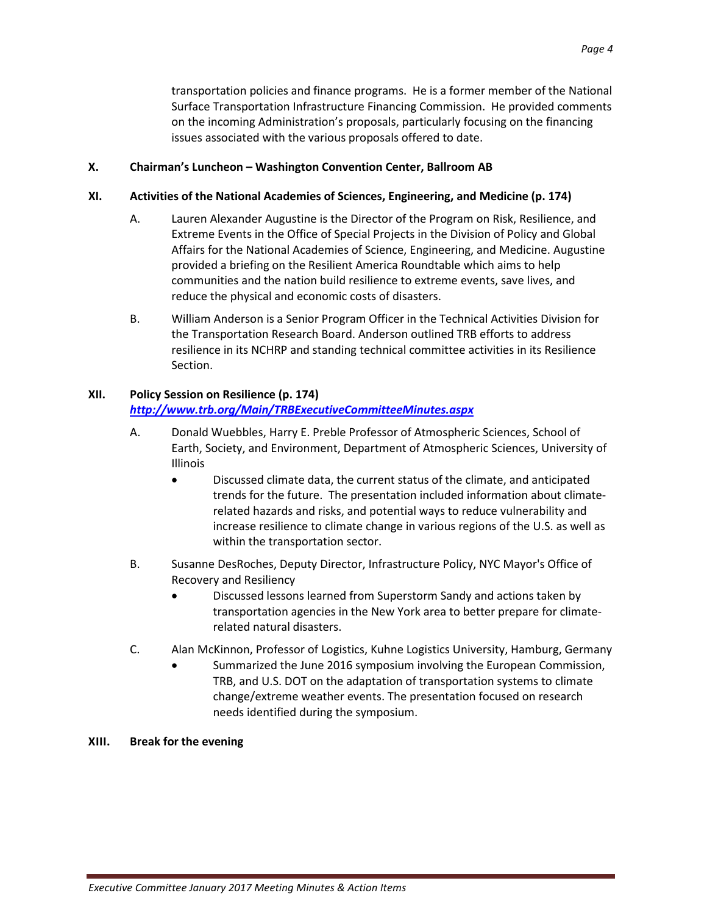transportation policies and finance programs. He is a former member of the National Surface Transportation Infrastructure Financing Commission. He provided comments on the incoming Administration's proposals, particularly focusing on the financing issues associated with the various proposals offered to date.

**X. Chairman's Luncheon – Washington Convention Center, Ballroom AB**

**XI. Activities of the National Academies of Sciences, Engineering, and Medicine (p. 174)**

A. Lauren Alexander Augustine is the Director of the Program on Risk, Resilience, and Extreme Events in the Office of Special Projects in the Division of Policy and Global Affairs for the National Academies of Science, Engineering, and Medicine. Augustine provided a briefing on the Resilient America Roundtable which aims to help communities and the nation build resilience to extreme events, save lives, and reduce the physical and economic costs of disasters.

B. William Anderson is a Senior Program Officer in the Technical Activities Division for the Transportation Research Board. Anderson outlined TRB efforts to address resilience in its NCHRP and standing technical committee activities in its Resilience Section.

**XII. Policy Session on Resilience (p. 174)**
***http://www.trb.org/Main/TRBExecutiveCommitteeMinutes.aspx***

A. Donald Wuebbles, Harry E. Preble Professor of Atmospheric Sciences, School of Earth, Society, and Environment, Department of Atmospheric Sciences, University of Illinois

- Discussed climate data, the current status of the climate, and anticipated trends for the future. The presentation included information about climate-related hazards and risks, and potential ways to reduce vulnerability and increase resilience to climate change in various regions of the U.S. as well as within the transportation sector.

B. Susanne DesRoches, Deputy Director, Infrastructure Policy, NYC Mayor's Office of Recovery and Resiliency

- Discussed lessons learned from Superstorm Sandy and actions taken by transportation agencies in the New York area to better prepare for climate-related natural disasters.

C. Alan McKinnon, Professor of Logistics, Kuhne Logistics University, Hamburg, Germany

- Summarized the June 2016 symposium involving the European Commission, TRB, and U.S. DOT on the adaptation of transportation systems to climate change/extreme weather events. The presentation focused on research needs identified during the symposium.

**XIII. Break for the evening**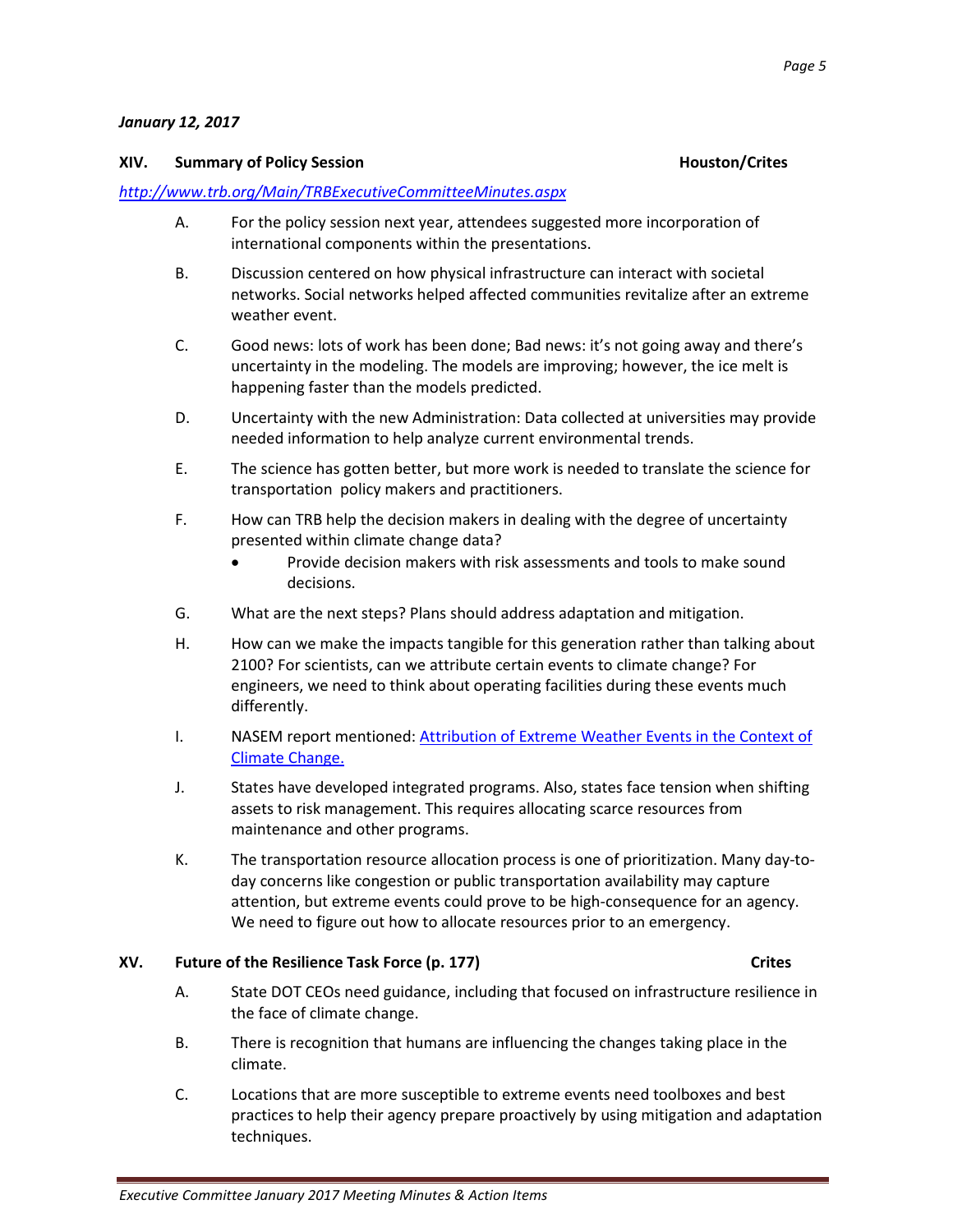***January 12, 2017***

**XIV. Summary of Policy Session** **Houston/Crites**

*http://www.trb.org/Main/TRBExecutiveCommitteeMinutes.aspx*

A. For the policy session next year, attendees suggested more incorporation of international components within the presentations.

B. Discussion centered on how physical infrastructure can interact with societal networks. Social networks helped affected communities revitalize after an extreme weather event.

C. Good news: lots of work has been done; Bad news: it's not going away and there's uncertainty in the modeling. The models are improving; however, the ice melt is happening faster than the models predicted.

D. Uncertainty with the new Administration: Data collected at universities may provide needed information to help analyze current environmental trends.

E. The science has gotten better, but more work is needed to translate the science for transportation policy makers and practitioners.

F. How can TRB help the decision makers in dealing with the degree of uncertainty presented within climate change data?
   - Provide decision makers with risk assessments and tools to make sound decisions.

G. What are the next steps? Plans should address adaptation and mitigation.

H. How can we make the impacts tangible for this generation rather than talking about 2100? For scientists, can we attribute certain events to climate change? For engineers, we need to think about operating facilities during these events much differently.

I. NASEM report mentioned: Attribution of Extreme Weather Events in the Context of Climate Change.

J. States have developed integrated programs. Also, states face tension when shifting assets to risk management. This requires allocating scarce resources from maintenance and other programs.

K. The transportation resource allocation process is one of prioritization. Many day-to-day concerns like congestion or public transportation availability may capture attention, but extreme events could prove to be high-consequence for an agency. We need to figure out how to allocate resources prior to an emergency.

**XV. Future of the Resilience Task Force (p. 177)** **Crites**

A. State DOT CEOs need guidance, including that focused on infrastructure resilience in the face of climate change.

B. There is recognition that humans are influencing the changes taking place in the climate.

C. Locations that are more susceptible to extreme events need toolboxes and best practices to help their agency prepare proactively by using mitigation and adaptation techniques.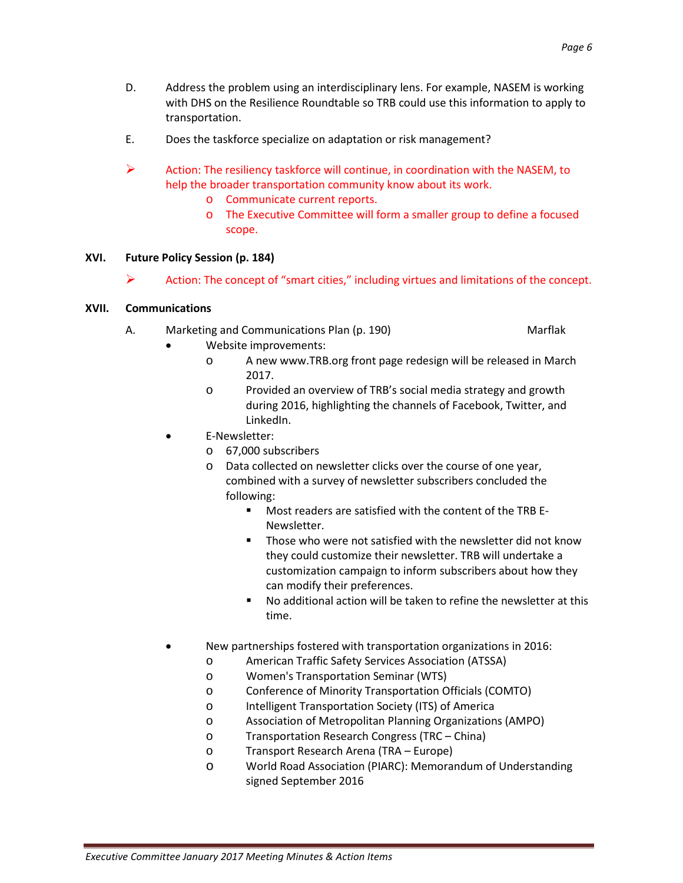D. Address the problem using an interdisciplinary lens. For example, NASEM is working with DHS on the Resilience Roundtable so TRB could use this information to apply to transportation.

E. Does the taskforce specialize on adaptation or risk management?

- Action: The resiliency taskforce will continue, in coordination with the NASEM, to help the broader transportation community know about its work.
  - Communicate current reports.
  - The Executive Committee will form a smaller group to define a focused scope.

## XVI. Future Policy Session (p. 184)

- Action: The concept of "smart cities," including virtues and limitations of the concept.

## XVII. Communications

A. Marketing and Communications Plan (p. 190) — Marflak

- Website improvements:
  - A new www.TRB.org front page redesign will be released in March 2017.
  - Provided an overview of TRB's social media strategy and growth during 2016, highlighting the channels of Facebook, Twitter, and LinkedIn.
- E-Newsletter:
  - 67,000 subscribers
  - Data collected on newsletter clicks over the course of one year, combined with a survey of newsletter subscribers concluded the following:
    - Most readers are satisfied with the content of the TRB E-Newsletter.
    - Those who were not satisfied with the newsletter did not know they could customize their newsletter. TRB will undertake a customization campaign to inform subscribers about how they can modify their preferences.
    - No additional action will be taken to refine the newsletter at this time.
- New partnerships fostered with transportation organizations in 2016:
  - American Traffic Safety Services Association (ATSSA)
  - Women's Transportation Seminar (WTS)
  - Conference of Minority Transportation Officials (COMTO)
  - Intelligent Transportation Society (ITS) of America
  - Association of Metropolitan Planning Organizations (AMPO)
  - Transportation Research Congress (TRC – China)
  - Transport Research Arena (TRA – Europe)
  - World Road Association (PIARC): Memorandum of Understanding signed September 2016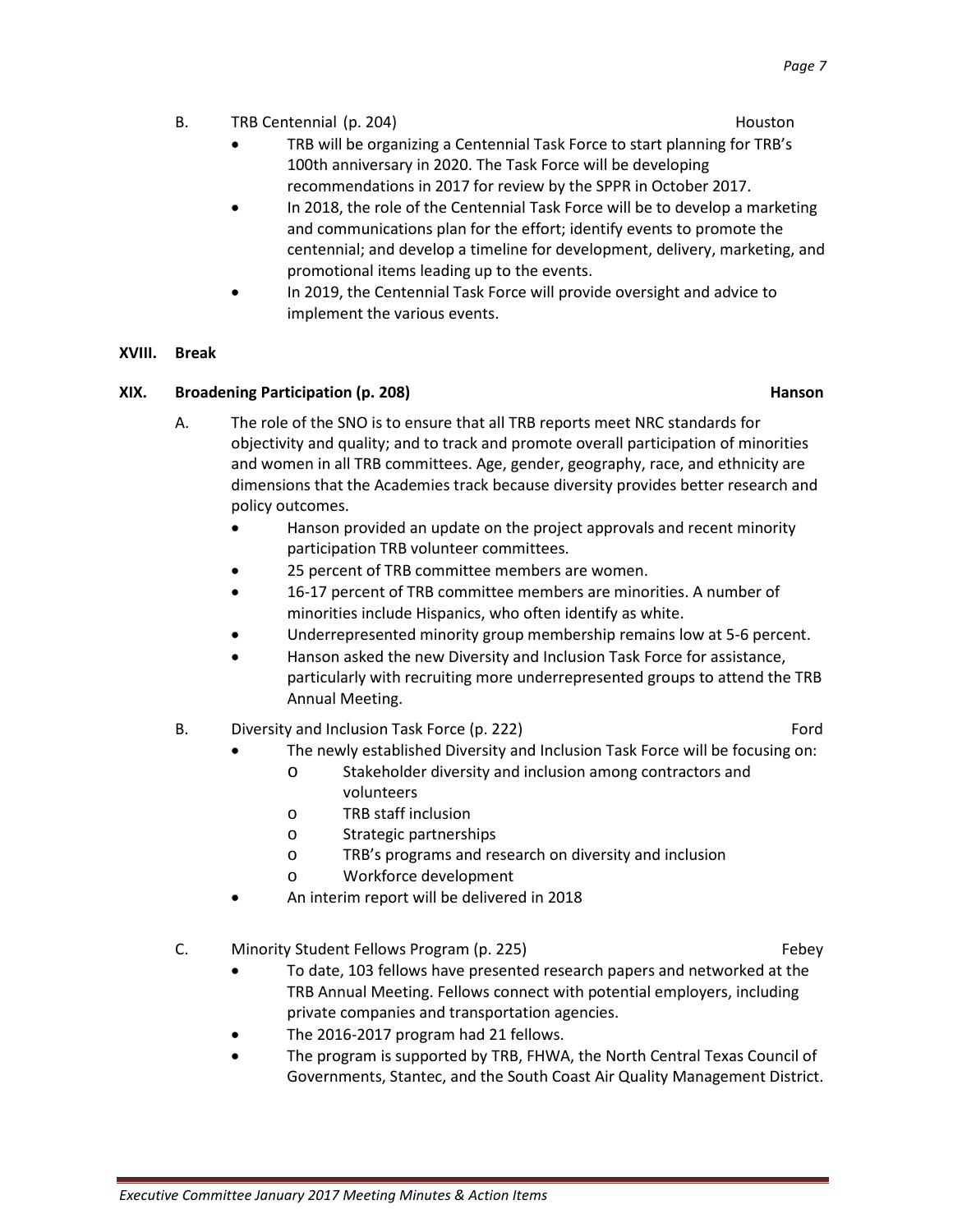B. TRB Centennial (p. 204) Houston

- TRB will be organizing a Centennial Task Force to start planning for TRB's 100th anniversary in 2020. The Task Force will be developing recommendations in 2017 for review by the SPPR in October 2017.
- In 2018, the role of the Centennial Task Force will be to develop a marketing and communications plan for the effort; identify events to promote the centennial; and develop a timeline for development, delivery, marketing, and promotional items leading up to the events.
- In 2019, the Centennial Task Force will provide oversight and advice to implement the various events.

**XVIII. Break**

**XIX. Broadening Participation (p. 208) Hanson**

A. The role of the SNO is to ensure that all TRB reports meet NRC standards for objectivity and quality; and to track and promote overall participation of minorities and women in all TRB committees. Age, gender, geography, race, and ethnicity are dimensions that the Academies track because diversity provides better research and policy outcomes.

- Hanson provided an update on the project approvals and recent minority participation TRB volunteer committees.
- 25 percent of TRB committee members are women.
- 16-17 percent of TRB committee members are minorities. A number of minorities include Hispanics, who often identify as white.
- Underrepresented minority group membership remains low at 5-6 percent.
- Hanson asked the new Diversity and Inclusion Task Force for assistance, particularly with recruiting more underrepresented groups to attend the TRB Annual Meeting.

B. Diversity and Inclusion Task Force (p. 222) Ford

- The newly established Diversity and Inclusion Task Force will be focusing on:
  - Stakeholder diversity and inclusion among contractors and volunteers
  - TRB staff inclusion
  - Strategic partnerships
  - TRB's programs and research on diversity and inclusion
  - Workforce development
- An interim report will be delivered in 2018

C. Minority Student Fellows Program (p. 225) Febey

- To date, 103 fellows have presented research papers and networked at the TRB Annual Meeting. Fellows connect with potential employers, including private companies and transportation agencies.
- The 2016-2017 program had 21 fellows.
- The program is supported by TRB, FHWA, the North Central Texas Council of Governments, Stantec, and the South Coast Air Quality Management District.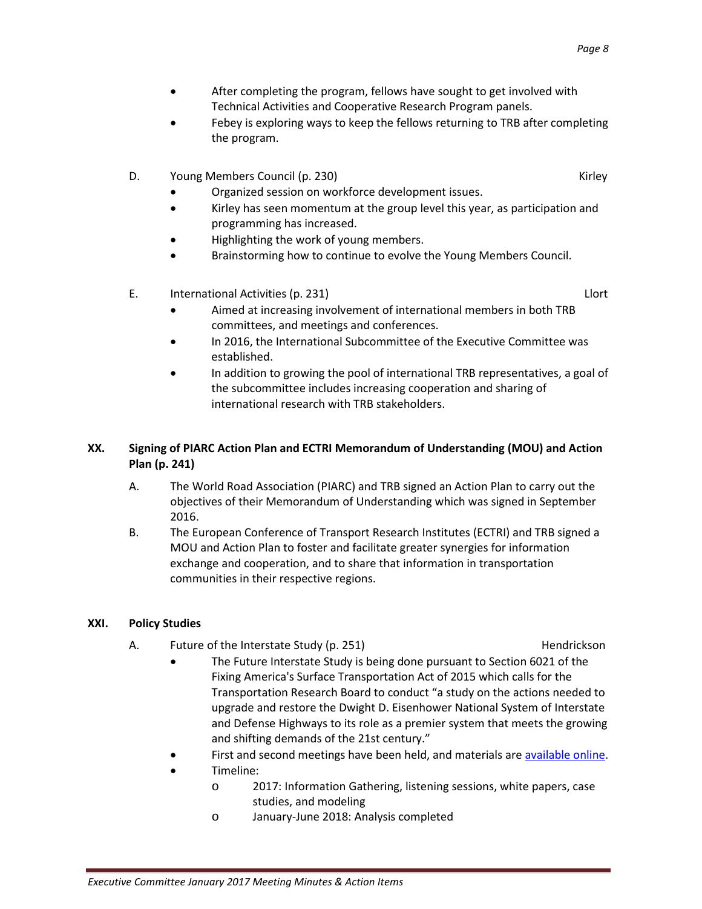- After completing the program, fellows have sought to get involved with Technical Activities and Cooperative Research Program panels.
- Febey is exploring ways to keep the fellows returning to TRB after completing the program.

D. Young Members Council (p. 230) — Kirley

- Organized session on workforce development issues.
- Kirley has seen momentum at the group level this year, as participation and programming has increased.
- Highlighting the work of young members.
- Brainstorming how to continue to evolve the Young Members Council.

E. International Activities (p. 231) — Llort

- Aimed at increasing involvement of international members in both TRB committees, and meetings and conferences.
- In 2016, the International Subcommittee of the Executive Committee was established.
- In addition to growing the pool of international TRB representatives, a goal of the subcommittee includes increasing cooperation and sharing of international research with TRB stakeholders.

## XX. Signing of PIARC Action Plan and ECTRI Memorandum of Understanding (MOU) and Action Plan (p. 241)

A. The World Road Association (PIARC) and TRB signed an Action Plan to carry out the objectives of their Memorandum of Understanding which was signed in September 2016.

B. The European Conference of Transport Research Institutes (ECTRI) and TRB signed a MOU and Action Plan to foster and facilitate greater synergies for information exchange and cooperation, and to share that information in transportation communities in their respective regions.

## XXI. Policy Studies

A. Future of the Interstate Study (p. 251) — Hendrickson

- The Future Interstate Study is being done pursuant to Section 6021 of the Fixing America's Surface Transportation Act of 2015 which calls for the Transportation Research Board to conduct "a study on the actions needed to upgrade and restore the Dwight D. Eisenhower National System of Interstate and Defense Highways to its role as a premier system that meets the growing and shifting demands of the 21st century."
- First and second meetings have been held, and materials are available online.
- Timeline:
  - 2017: Information Gathering, listening sessions, white papers, case studies, and modeling
  - January-June 2018: Analysis completed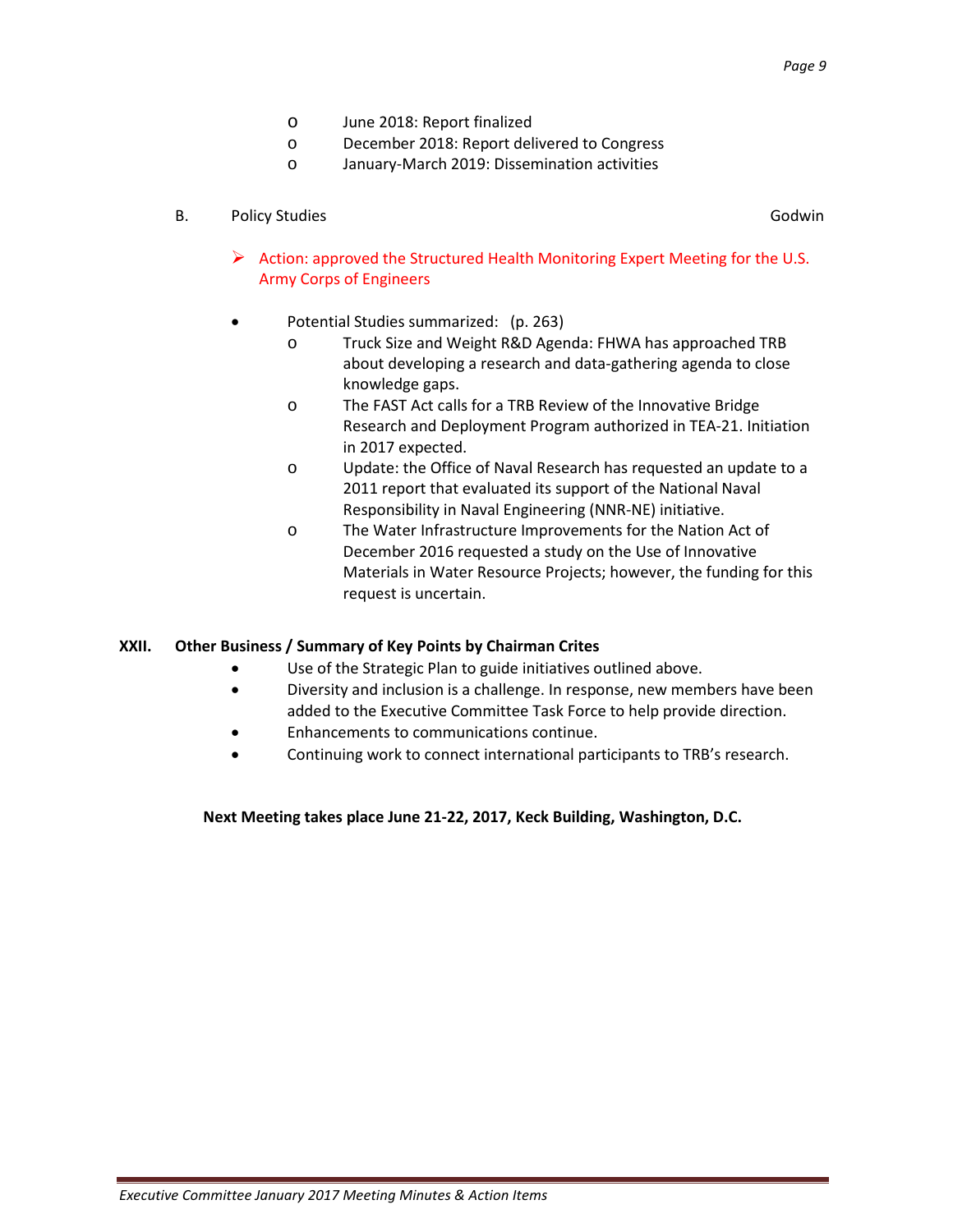- June 2018: Report finalized
- December 2018: Report delivered to Congress
- January-March 2019: Dissemination activities

B. Policy Studies — Godwin

- ➢ Action: approved the Structured Health Monitoring Expert Meeting for the U.S. Army Corps of Engineers

- Potential Studies summarized: (p. 263)
  - Truck Size and Weight R&D Agenda: FHWA has approached TRB about developing a research and data-gathering agenda to close knowledge gaps.
  - The FAST Act calls for a TRB Review of the Innovative Bridge Research and Deployment Program authorized in TEA-21. Initiation in 2017 expected.
  - Update: the Office of Naval Research has requested an update to a 2011 report that evaluated its support of the National Naval Responsibility in Naval Engineering (NNR-NE) initiative.
  - The Water Infrastructure Improvements for the Nation Act of December 2016 requested a study on the Use of Innovative Materials in Water Resource Projects; however, the funding for this request is uncertain.

## XXII. Other Business / Summary of Key Points by Chairman Crites

- Use of the Strategic Plan to guide initiatives outlined above.
- Diversity and inclusion is a challenge. In response, new members have been added to the Executive Committee Task Force to help provide direction.
- Enhancements to communications continue.
- Continuing work to connect international participants to TRB's research.

**Next Meeting takes place June 21-22, 2017, Keck Building, Washington, D.C.**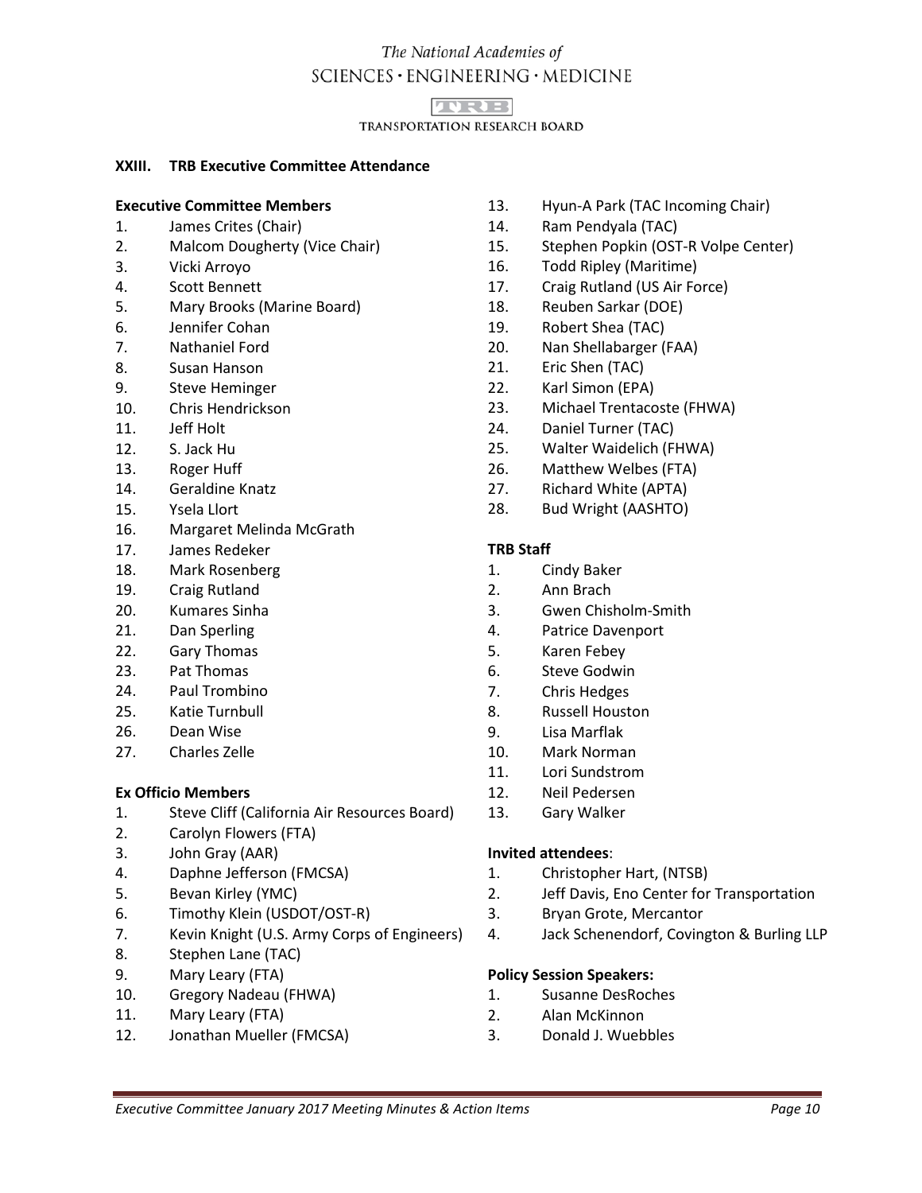### XXIII. TRB Executive Committee Attendance

**Executive Committee Members**

1. James Crites (Chair)
2. Malcom Dougherty (Vice Chair)
3. Vicki Arroyo
4. Scott Bennett
5. Mary Brooks (Marine Board)
6. Jennifer Cohan
7. Nathaniel Ford
8. Susan Hanson
9. Steve Heminger
10. Chris Hendrickson
11. Jeff Holt
12. S. Jack Hu
13. Roger Huff
14. Geraldine Knatz
15. Ysela Llort
16. Margaret Melinda McGrath
17. James Redeker
18. Mark Rosenberg
19. Craig Rutland
20. Kumares Sinha
21. Dan Sperling
22. Gary Thomas
23. Pat Thomas
24. Paul Trombino
25. Katie Turnbull
26. Dean Wise
27. Charles Zelle

**Ex Officio Members**

1. Steve Cliff (California Air Resources Board)
2. Carolyn Flowers (FTA)
3. John Gray (AAR)
4. Daphne Jefferson (FMCSA)
5. Bevan Kirley (YMC)
6. Timothy Klein (USDOT/OST-R)
7. Kevin Knight (U.S. Army Corps of Engineers)
8. Stephen Lane (TAC)
9. Mary Leary (FTA)
10. Gregory Nadeau (FHWA)
11. Mary Leary (FTA)
12. Jonathan Mueller (FMCSA)
13. Hyun-A Park (TAC Incoming Chair)
14. Ram Pendyala (TAC)
15. Stephen Popkin (OST-R Volpe Center)
16. Todd Ripley (Maritime)
17. Craig Rutland (US Air Force)
18. Reuben Sarkar (DOE)
19. Robert Shea (TAC)
20. Nan Shellabarger (FAA)
21. Eric Shen (TAC)
22. Karl Simon (EPA)
23. Michael Trentacoste (FHWA)
24. Daniel Turner (TAC)
25. Walter Waidelich (FHWA)
26. Matthew Welbes (FTA)
27. Richard White (APTA)
28. Bud Wright (AASHTO)

**TRB Staff**

1. Cindy Baker
2. Ann Brach
3. Gwen Chisholm-Smith
4. Patrice Davenport
5. Karen Febey
6. Steve Godwin
7. Chris Hedges
8. Russell Houston
9. Lisa Marflak
10. Mark Norman
11. Lori Sundstrom
12. Neil Pedersen
13. Gary Walker

**Invited attendees**:

1. Christopher Hart, (NTSB)
2. Jeff Davis, Eno Center for Transportation
3. Bryan Grote, Mercantor
4. Jack Schenendorf, Covington & Burling LLP

**Policy Session Speakers:**

1. Susanne DesRoches
2. Alan McKinnon
3. Donald J. Wuebbles